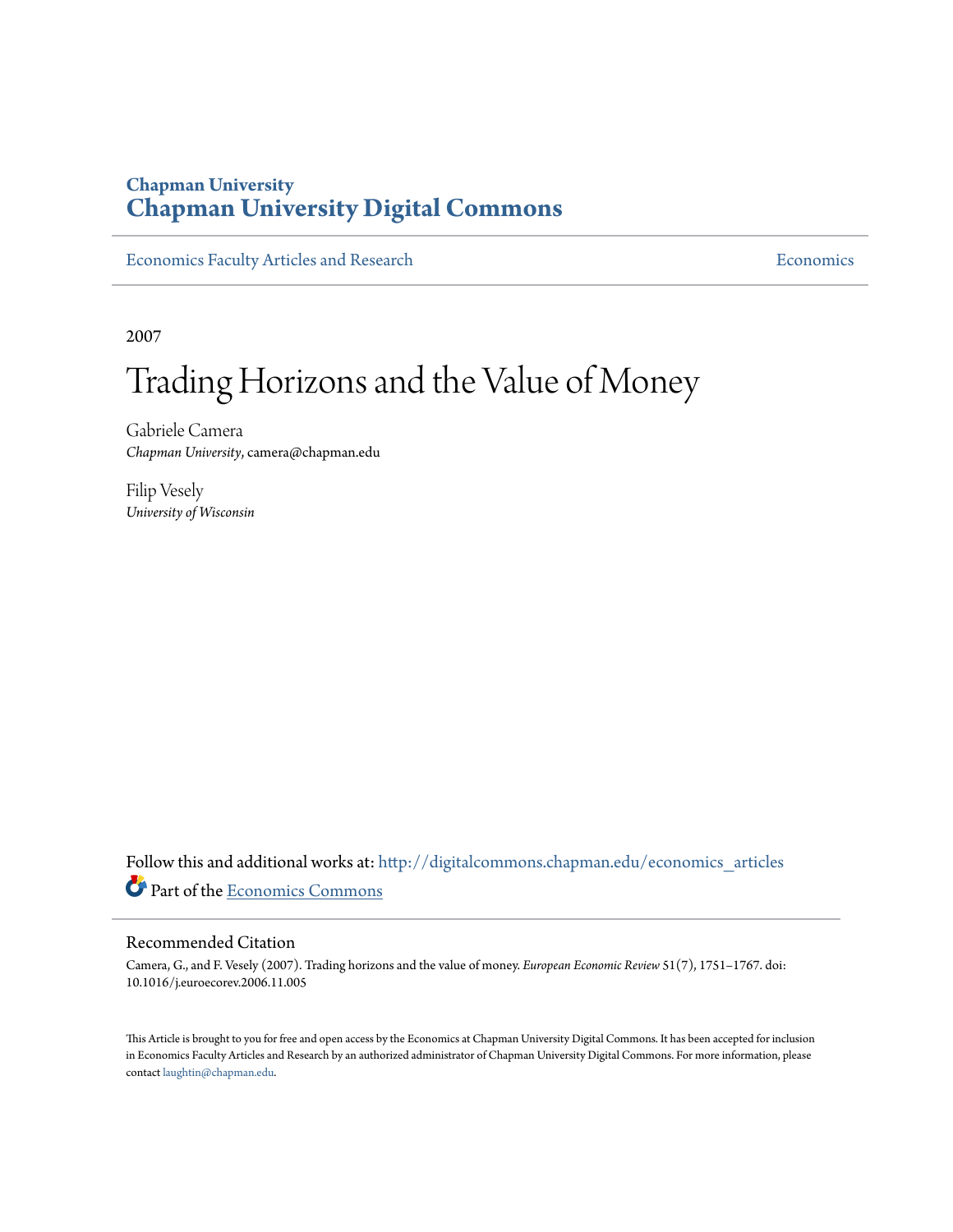**Chapman University**
**Chapman University Digital Commons**

Economics Faculty Articles and Research | Economics

2007

# Trading Horizons and the Value of Money

Gabriele Camera
*Chapman University*, camera@chapman.edu

Filip Vesely
*University of Wisconsin*

Follow this and additional works at: http://digitalcommons.chapman.edu/economics_articles

Part of the Economics Commons

## Recommended Citation

Camera, G., and F. Vesely (2007). Trading horizons and the value of money. *European Economic Review* 51(7), 1751–1767. doi: 10.1016/j.euroecorev.2006.11.005

This Article is brought to you for free and open access by the Economics at Chapman University Digital Commons. It has been accepted for inclusion in Economics Faculty Articles and Research by an authorized administrator of Chapman University Digital Commons. For more information, please contact laughtin@chapman.edu.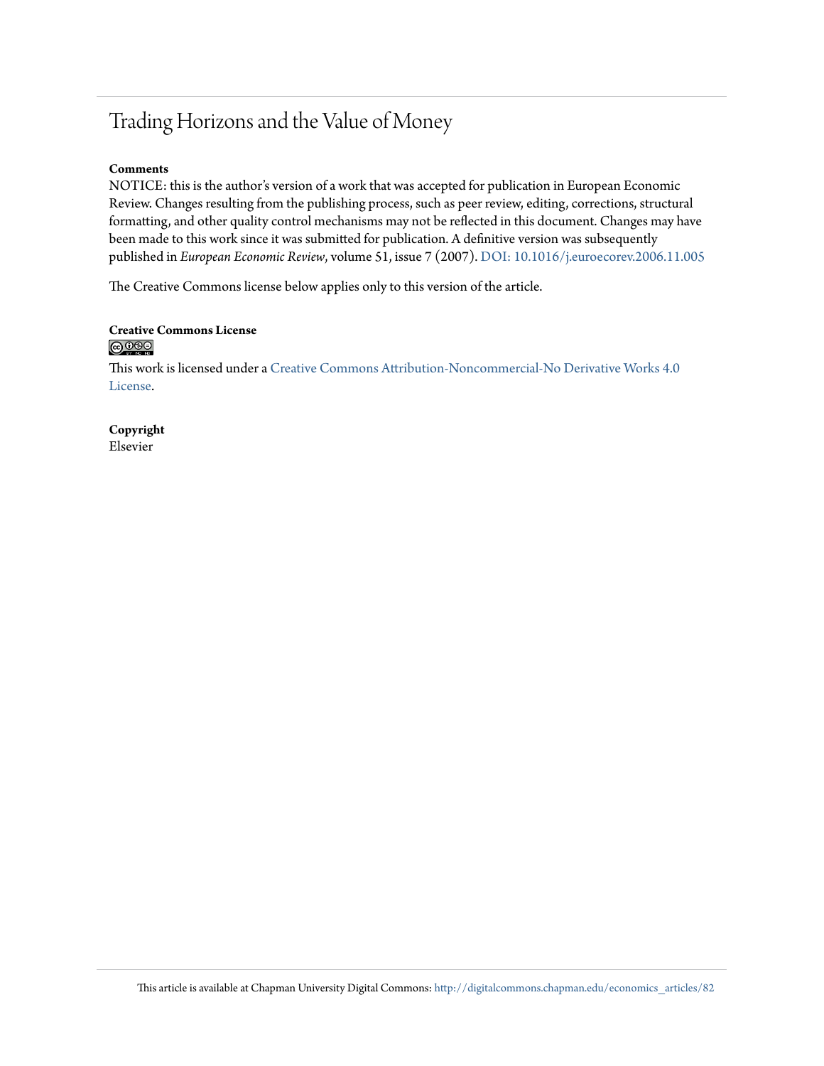# Trading Horizons and the Value of Money

**Comments**

NOTICE: this is the author's version of a work that was accepted for publication in European Economic Review. Changes resulting from the publishing process, such as peer review, editing, corrections, structural formatting, and other quality control mechanisms may not be reflected in this document. Changes may have been made to this work since it was submitted for publication. A definitive version was subsequently published in *European Economic Review*, volume 51, issue 7 (2007). DOI: 10.1016/j.euroecorev.2006.11.005

The Creative Commons license below applies only to this version of the article.

**Creative Commons License**

This work is licensed under a Creative Commons Attribution-Noncommercial-No Derivative Works 4.0 License.

**Copyright**

Elsevier

This article is available at Chapman University Digital Commons: http://digitalcommons.chapman.edu/economics_articles/82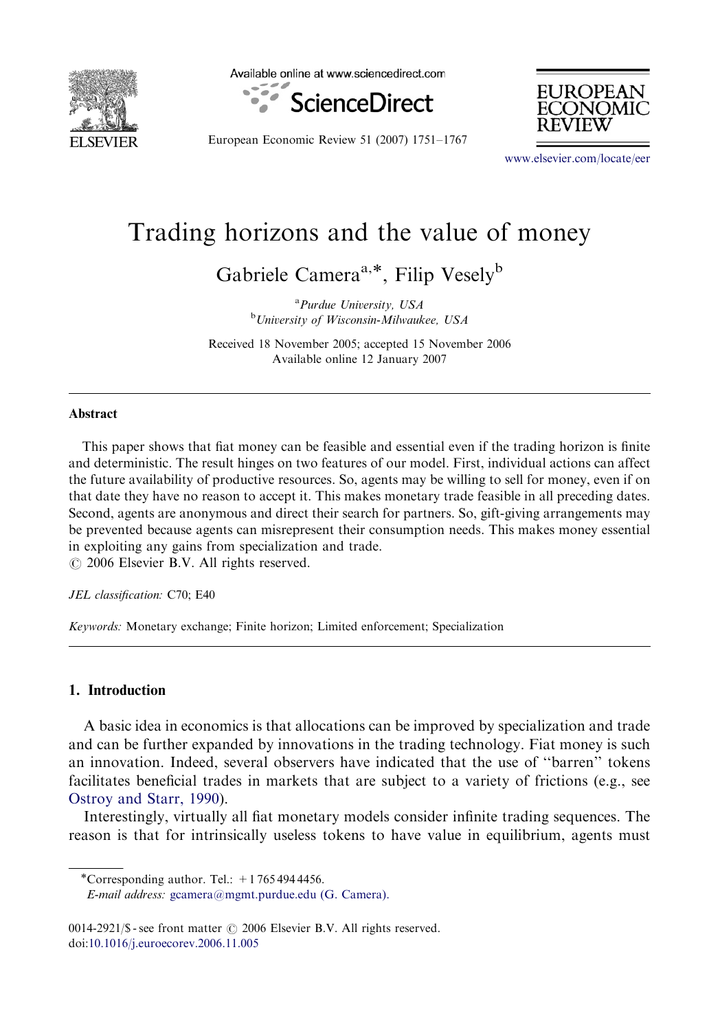# Trading horizons and the value of money

Gabriele Camera[a,*], Filip Vesely[b]

[a] *Purdue University, USA*
[b] *University of Wisconsin-Milwaukee, USA*

Received 18 November 2005; accepted 15 November 2006
Available online 12 January 2007

## Abstract

This paper shows that fiat money can be feasible and essential even if the trading horizon is finite and deterministic. The result hinges on two features of our model. First, individual actions can affect the future availability of productive resources. So, agents may be willing to sell for money, even if on that date they have no reason to accept it. This makes monetary trade feasible in all preceding dates. Second, agents are anonymous and direct their search for partners. So, gift-giving arrangements may be prevented because agents can misrepresent their consumption needs. This makes money essential in exploiting any gains from specialization and trade.
© 2006 Elsevier B.V. All rights reserved.

*JEL classification:* C70; E40

*Keywords:* Monetary exchange; Finite horizon; Limited enforcement; Specialization

## 1. Introduction

A basic idea in economics is that allocations can be improved by specialization and trade and can be further expanded by innovations in the trading technology. Fiat money is such an innovation. Indeed, several observers have indicated that the use of "barren" tokens facilitates beneficial trades in markets that are subject to a variety of frictions (e.g., see Ostroy and Starr, 1990).

Interestingly, virtually all fiat monetary models consider infinite trading sequences. The reason is that for intrinsically useless tokens to have value in equilibrium, agents must

---

*Corresponding author. Tel.: +1 765 494 4456.
*E-mail address:* gcamera@mgmt.purdue.edu (G. Camera).

0014-2921/$ - see front matter © 2006 Elsevier B.V. All rights reserved.
doi:10.1016/j.euroecorev.2006.11.005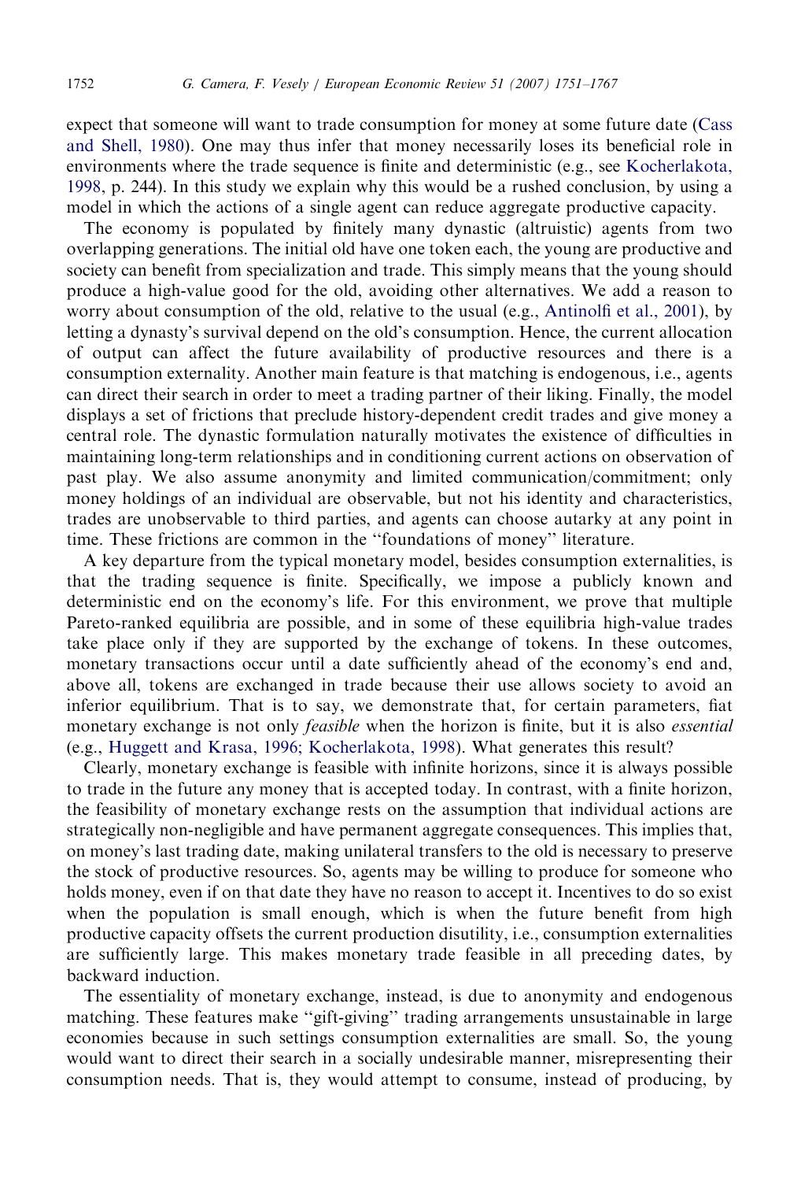expect that someone will want to trade consumption for money at some future date (Cass and Shell, 1980). One may thus infer that money necessarily loses its beneficial role in environments where the trade sequence is finite and deterministic (e.g., see Kocherlakota, 1998, p. 244). In this study we explain why this would be a rushed conclusion, by using a model in which the actions of a single agent can reduce aggregate productive capacity.

The economy is populated by finitely many dynastic (altruistic) agents from two overlapping generations. The initial old have one token each, the young are productive and society can benefit from specialization and trade. This simply means that the young should produce a high-value good for the old, avoiding other alternatives. We add a reason to worry about consumption of the old, relative to the usual (e.g., Antinolfi et al., 2001), by letting a dynasty's survival depend on the old's consumption. Hence, the current allocation of output can affect the future availability of productive resources and there is a consumption externality. Another main feature is that matching is endogenous, i.e., agents can direct their search in order to meet a trading partner of their liking. Finally, the model displays a set of frictions that preclude history-dependent credit trades and give money a central role. The dynastic formulation naturally motivates the existence of difficulties in maintaining long-term relationships and in conditioning current actions on observation of past play. We also assume anonymity and limited communication/commitment; only money holdings of an individual are observable, but not his identity and characteristics, trades are unobservable to third parties, and agents can choose autarky at any point in time. These frictions are common in the "foundations of money" literature.

A key departure from the typical monetary model, besides consumption externalities, is that the trading sequence is finite. Specifically, we impose a publicly known and deterministic end on the economy's life. For this environment, we prove that multiple Pareto-ranked equilibria are possible, and in some of these equilibria high-value trades take place only if they are supported by the exchange of tokens. In these outcomes, monetary transactions occur until a date sufficiently ahead of the economy's end and, above all, tokens are exchanged in trade because their use allows society to avoid an inferior equilibrium. That is to say, we demonstrate that, for certain parameters, fiat monetary exchange is not only *feasible* when the horizon is finite, but it is also *essential* (e.g., Huggett and Krasa, 1996; Kocherlakota, 1998). What generates this result?

Clearly, monetary exchange is feasible with infinite horizons, since it is always possible to trade in the future any money that is accepted today. In contrast, with a finite horizon, the feasibility of monetary exchange rests on the assumption that individual actions are strategically non-negligible and have permanent aggregate consequences. This implies that, on money's last trading date, making unilateral transfers to the old is necessary to preserve the stock of productive resources. So, agents may be willing to produce for someone who holds money, even if on that date they have no reason to accept it. Incentives to do so exist when the population is small enough, which is when the future benefit from high productive capacity offsets the current production disutility, i.e., consumption externalities are sufficiently large. This makes monetary trade feasible in all preceding dates, by backward induction.

The essentiality of monetary exchange, instead, is due to anonymity and endogenous matching. These features make "gift-giving" trading arrangements unsustainable in large economies because in such settings consumption externalities are small. So, the young would want to direct their search in a socially undesirable manner, misrepresenting their consumption needs. That is, they would attempt to consume, instead of producing, by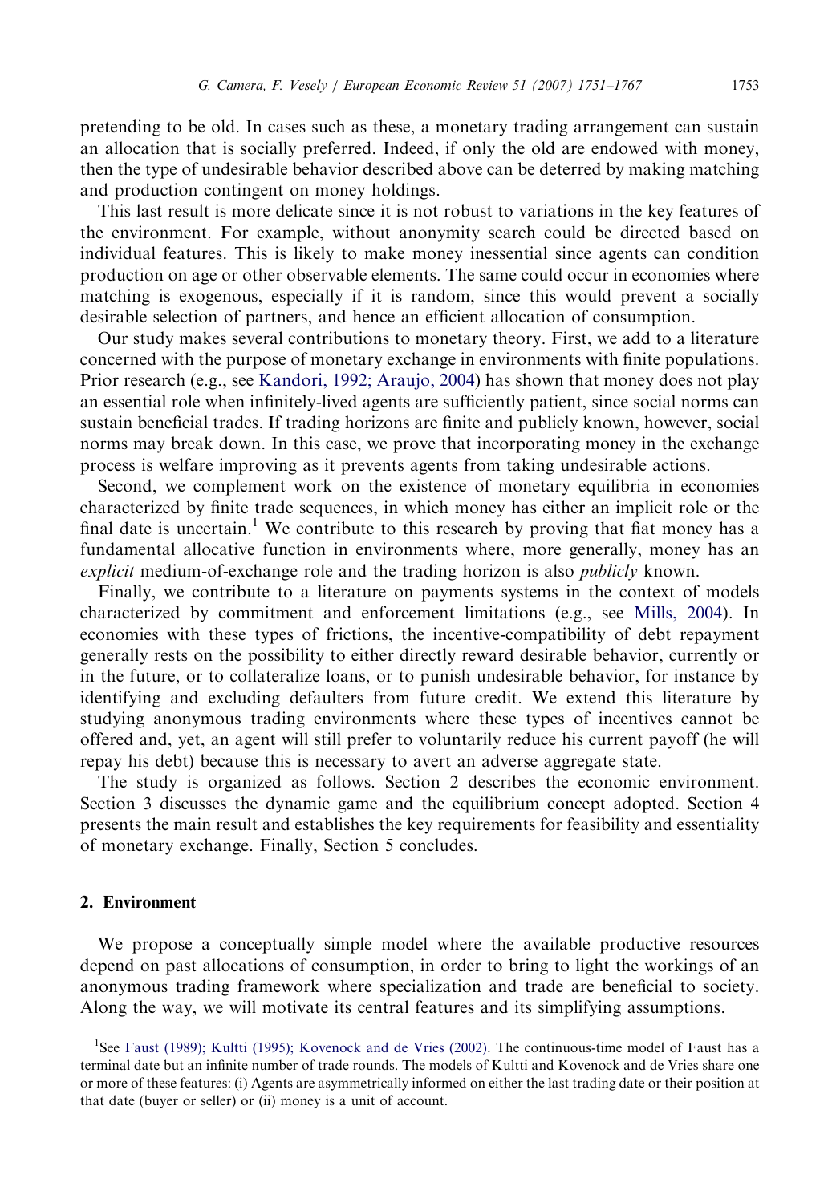pretending to be old. In cases such as these, a monetary trading arrangement can sustain an allocation that is socially preferred. Indeed, if only the old are endowed with money, then the type of undesirable behavior described above can be deterred by making matching and production contingent on money holdings.

This last result is more delicate since it is not robust to variations in the key features of the environment. For example, without anonymity search could be directed based on individual features. This is likely to make money inessential since agents can condition production on age or other observable elements. The same could occur in economies where matching is exogenous, especially if it is random, since this would prevent a socially desirable selection of partners, and hence an efficient allocation of consumption.

Our study makes several contributions to monetary theory. First, we add to a literature concerned with the purpose of monetary exchange in environments with finite populations. Prior research (e.g., see Kandori, 1992; Araujo, 2004) has shown that money does not play an essential role when infinitely-lived agents are sufficiently patient, since social norms can sustain beneficial trades. If trading horizons are finite and publicly known, however, social norms may break down. In this case, we prove that incorporating money in the exchange process is welfare improving as it prevents agents from taking undesirable actions.

Second, we complement work on the existence of monetary equilibria in economies characterized by finite trade sequences, in which money has either an implicit role or the final date is uncertain.[1] We contribute to this research by proving that fiat money has a fundamental allocative function in environments where, more generally, money has an *explicit* medium-of-exchange role and the trading horizon is also *publicly* known.

Finally, we contribute to a literature on payments systems in the context of models characterized by commitment and enforcement limitations (e.g., see Mills, 2004). In economies with these types of frictions, the incentive-compatibility of debt repayment generally rests on the possibility to either directly reward desirable behavior, currently or in the future, or to collateralize loans, or to punish undesirable behavior, for instance by identifying and excluding defaulters from future credit. We extend this literature by studying anonymous trading environments where these types of incentives cannot be offered and, yet, an agent will still prefer to voluntarily reduce his current payoff (he will repay his debt) because this is necessary to avert an adverse aggregate state.

The study is organized as follows. Section 2 describes the economic environment. Section 3 discusses the dynamic game and the equilibrium concept adopted. Section 4 presents the main result and establishes the key requirements for feasibility and essentiality of monetary exchange. Finally, Section 5 concludes.

## 2. Environment

We propose a conceptually simple model where the available productive resources depend on past allocations of consumption, in order to bring to light the workings of an anonymous trading framework where specialization and trade are beneficial to society. Along the way, we will motivate its central features and its simplifying assumptions.

---

[1] See Faust (1989); Kultti (1995); Kovenock and de Vries (2002). The continuous-time model of Faust has a terminal date but an infinite number of trade rounds. The models of Kultti and Kovenock and de Vries share one or more of these features: (i) Agents are asymmetrically informed on either the last trading date or their position at that date (buyer or seller) or (ii) money is a unit of account.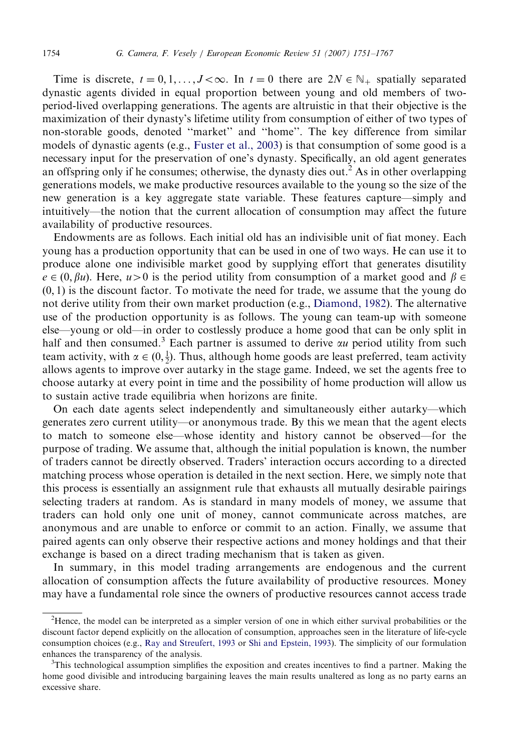Time is discrete, $t = 0, 1, \ldots, J < \infty$. In $t = 0$ there are $2N \in \mathbb{N}_+$ spatially separated dynastic agents divided in equal proportion between young and old members of two-period-lived overlapping generations. The agents are altruistic in that their objective is the maximization of their dynasty's lifetime utility from consumption of either of two types of non-storable goods, denoted "market" and "home". The key difference from similar models of dynastic agents (e.g., Fuster et al., 2003) is that consumption of some good is a necessary input for the preservation of one's dynasty. Specifically, an old agent generates an offspring only if he consumes; otherwise, the dynasty dies out.[2] As in other overlapping generations models, we make productive resources available to the young so the size of the new generation is a key aggregate state variable. These features capture—simply and intuitively—the notion that the current allocation of consumption may affect the future availability of productive resources.

Endowments are as follows. Each initial old has an indivisible unit of fiat money. Each young has a production opportunity that can be used in one of two ways. He can use it to produce alone one indivisible market good by supplying effort that generates disutility $e \in (0, \beta u)$. Here, $u > 0$ is the period utility from consumption of a market good and $\beta \in (0, 1)$ is the discount factor. To motivate the need for trade, we assume that the young do not derive utility from their own market production (e.g., Diamond, 1982). The alternative use of the production opportunity is as follows. The young can team-up with someone else—young or old—in order to costlessly produce a home good that can be only split in half and then consumed.[3] Each partner is assumed to derive $\alpha u$ period utility from such team activity, with $\alpha \in (0, \frac{1}{2})$. Thus, although home goods are least preferred, team activity allows agents to improve over autarky in the stage game. Indeed, we set the agents free to choose autarky at every point in time and the possibility of home production will allow us to sustain active trade equilibria when horizons are finite.

On each date agents select independently and simultaneously either autarky—which generates zero current utility—or anonymous trade. By this we mean that the agent elects to match to someone else—whose identity and history cannot be observed—for the purpose of trading. We assume that, although the initial population is known, the number of traders cannot be directly observed. Traders' interaction occurs according to a directed matching process whose operation is detailed in the next section. Here, we simply note that this process is essentially an assignment rule that exhausts all mutually desirable pairings selecting traders at random. As is standard in many models of money, we assume that traders can hold only one unit of money, cannot communicate across matches, are anonymous and are unable to enforce or commit to an action. Finally, we assume that paired agents can only observe their respective actions and money holdings and that their exchange is based on a direct trading mechanism that is taken as given.

In summary, in this model trading arrangements are endogenous and the current allocation of consumption affects the future availability of productive resources. Money may have a fundamental role since the owners of productive resources cannot access trade

[2] Hence, the model can be interpreted as a simpler version of one in which either survival probabilities or the discount factor depend explicitly on the allocation of consumption, approaches seen in the literature of life-cycle consumption choices (e.g., Ray and Streufert, 1993 or Shi and Epstein, 1993). The simplicity of our formulation enhances the transparency of the analysis.

[3] This technological assumption simplifies the exposition and creates incentives to find a partner. Making the home good divisible and introducing bargaining leaves the main results unaltered as long as no party earns an excessive share.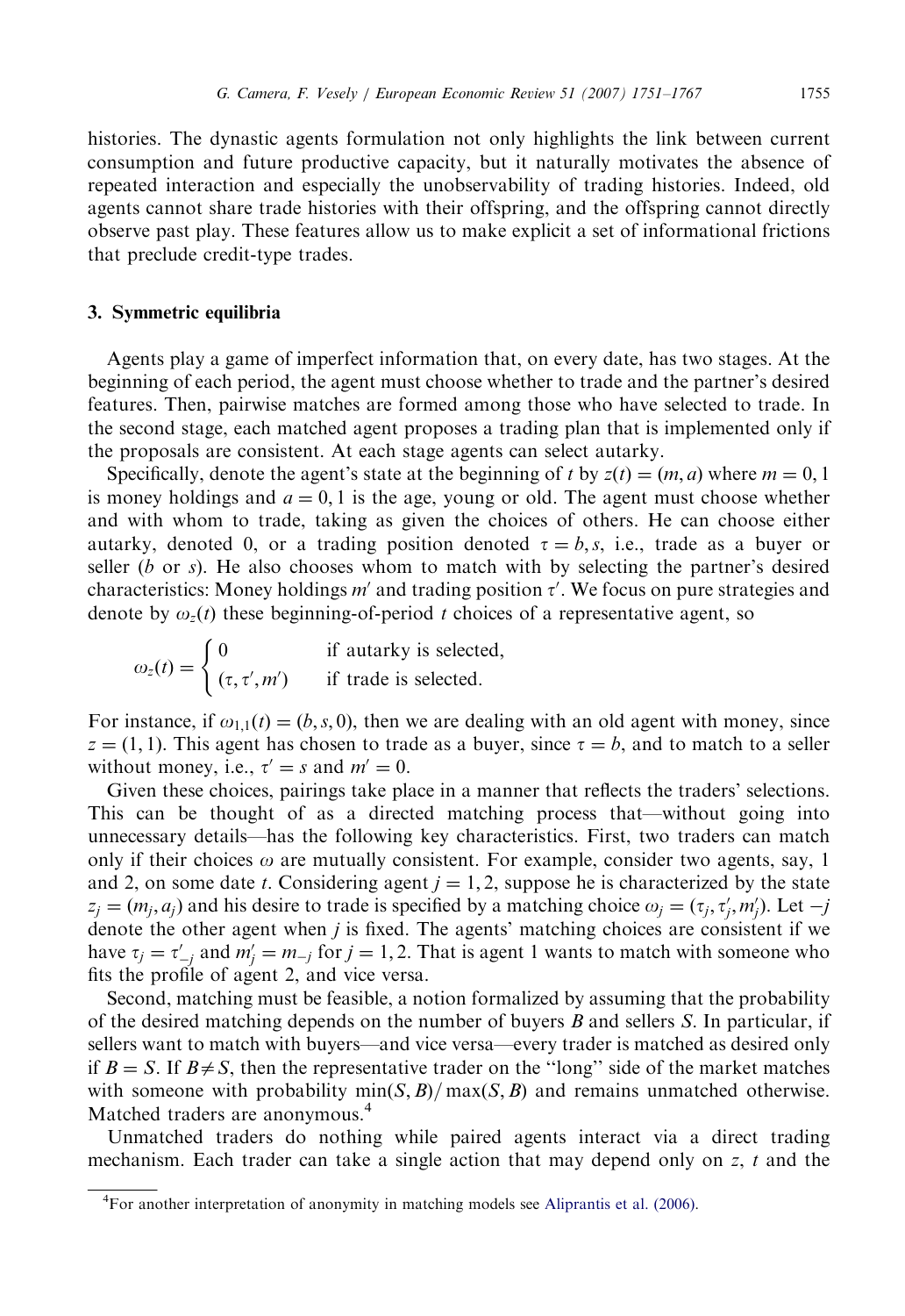histories. The dynastic agents formulation not only highlights the link between current consumption and future productive capacity, but it naturally motivates the absence of repeated interaction and especially the unobservability of trading histories. Indeed, old agents cannot share trade histories with their offspring, and the offspring cannot directly observe past play. These features allow us to make explicit a set of informational frictions that preclude credit-type trades.

## 3. Symmetric equilibria

Agents play a game of imperfect information that, on every date, has two stages. At the beginning of each period, the agent must choose whether to trade and the partner's desired features. Then, pairwise matches are formed among those who have selected to trade. In the second stage, each matched agent proposes a trading plan that is implemented only if the proposals are consistent. At each stage agents can select autarky.

Specifically, denote the agent's state at the beginning of $t$ by $z(t) = (m, a)$ where $m = 0, 1$ is money holdings and $a = 0, 1$ is the age, young or old. The agent must choose whether and with whom to trade, taking as given the choices of others. He can choose either autarky, denoted 0, or a trading position denoted $\tau = b, s$, i.e., trade as a buyer or seller ($b$ or $s$). He also chooses whom to match with by selecting the partner's desired characteristics: Money holdings $m'$ and trading position $\tau'$. We focus on pure strategies and denote by $\omega_z(t)$ these beginning-of-period $t$ choices of a representative agent, so

$$\omega_z(t) = \begin{cases} 0 & \text{if autarky is selected,} \\ (\tau, \tau', m') & \text{if trade is selected.} \end{cases}$$

For instance, if $\omega_{1,1}(t) = (b, s, 0)$, then we are dealing with an old agent with money, since $z = (1, 1)$. This agent has chosen to trade as a buyer, since $\tau = b$, and to match to a seller without money, i.e., $\tau' = s$ and $m' = 0$.

Given these choices, pairings take place in a manner that reflects the traders' selections. This can be thought of as a directed matching process that—without going into unnecessary details—has the following key characteristics. First, two traders can match only if their choices $\omega$ are mutually consistent. For example, consider two agents, say, 1 and 2, on some date $t$. Considering agent $j = 1, 2$, suppose he is characterized by the state $z_j = (m_j, a_j)$ and his desire to trade is specified by a matching choice $\omega_j = (\tau_j, \tau_j', m_j')$. Let $-j$ denote the other agent when $j$ is fixed. The agents' matching choices are consistent if we have $\tau_j = \tau_{-j}'$ and $m_j' = m_{-j}$ for $j = 1, 2$. That is agent 1 wants to match with someone who fits the profile of agent 2, and vice versa.

Second, matching must be feasible, a notion formalized by assuming that the probability of the desired matching depends on the number of buyers $B$ and sellers $S$. In particular, if sellers want to match with buyers—and vice versa—every trader is matched as desired only if $B = S$. If $B \neq S$, then the representative trader on the "long" side of the market matches with someone with probability $\min(S, B)/\max(S, B)$ and remains unmatched otherwise. Matched traders are anonymous.[4]

Unmatched traders do nothing while paired agents interact via a direct trading mechanism. Each trader can take a single action that may depend only on $z$, $t$ and the

[4] For another interpretation of anonymity in matching models see Aliprantis et al. (2006).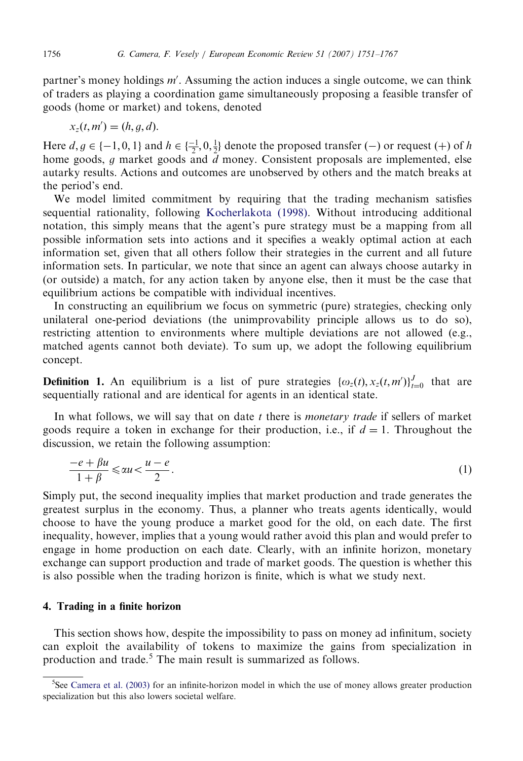partner's money holdings $m'$. Assuming the action induces a single outcome, we can think of traders as playing a coordination game simultaneously proposing a feasible transfer of goods (home or market) and tokens, denoted

$$x_z(t, m') = (h, g, d).$$

Here $d, g \in \{-1, 0, 1\}$ and $h \in \{\frac{-1}{2}, 0, \frac{1}{2}\}$ denote the proposed transfer (−) or request (+) of $h$ home goods, $g$ market goods and $d$ money. Consistent proposals are implemented, else autarky results. Actions and outcomes are unobserved by others and the match breaks at the period's end.

We model limited commitment by requiring that the trading mechanism satisfies sequential rationality, following Kocherlakota (1998). Without introducing additional notation, this simply means that the agent's pure strategy must be a mapping from all possible information sets into actions and it specifies a weakly optimal action at each information set, given that all others follow their strategies in the current and all future information sets. In particular, we note that since an agent can always choose autarky in (or outside) a match, for any action taken by anyone else, then it must be the case that equilibrium actions be compatible with individual incentives.

In constructing an equilibrium we focus on symmetric (pure) strategies, checking only unilateral one-period deviations (the unimprovability principle allows us to do so), restricting attention to environments where multiple deviations are not allowed (e.g., matched agents cannot both deviate). To sum up, we adopt the following equilibrium concept.

**Definition 1.** An equilibrium is a list of pure strategies $\{\omega_z(t), x_z(t, m')\}_{t=0}^{J}$ that are sequentially rational and are identical for agents in an identical state.

In what follows, we will say that on date $t$ there is *monetary trade* if sellers of market goods require a token in exchange for their production, i.e., if $d = 1$. Throughout the discussion, we retain the following assumption:

$$\frac{-e + \beta u}{1 + \beta} \leqslant \alpha u < \frac{u - e}{2}. \tag{1}$$

Simply put, the second inequality implies that market production and trade generates the greatest surplus in the economy. Thus, a planner who treats agents identically, would choose to have the young produce a market good for the old, on each date. The first inequality, however, implies that a young would rather avoid this plan and would prefer to engage in home production on each date. Clearly, with an infinite horizon, monetary exchange can support production and trade of market goods. The question is whether this is also possible when the trading horizon is finite, which is what we study next.

## 4. Trading in a finite horizon

This section shows how, despite the impossibility to pass on money ad infinitum, society can exploit the availability of tokens to maximize the gains from specialization in production and trade.[5] The main result is summarized as follows.

[5] See Camera et al. (2003) for an infinite-horizon model in which the use of money allows greater production specialization but this also lowers societal welfare.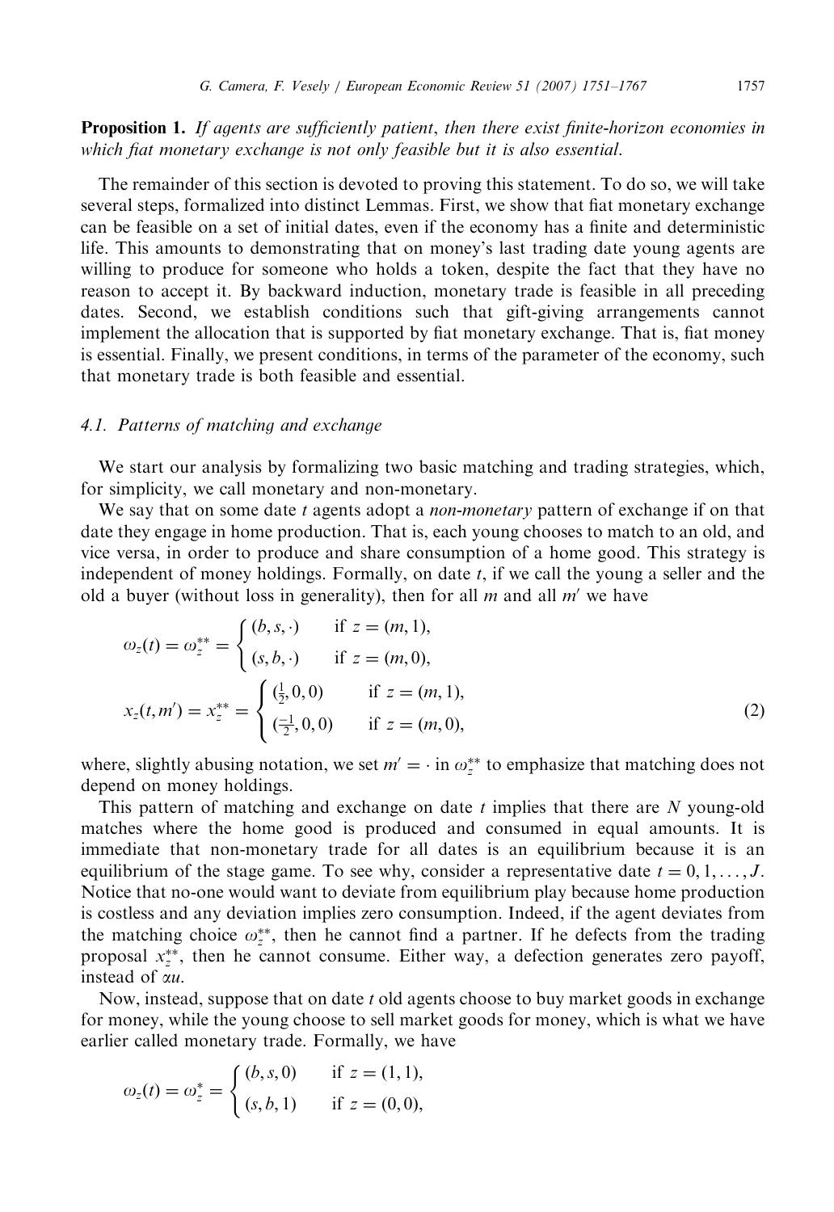**Proposition 1.** *If agents are sufficiently patient, then there exist finite-horizon economies in which fiat monetary exchange is not only feasible but it is also essential.*

The remainder of this section is devoted to proving this statement. To do so, we will take several steps, formalized into distinct Lemmas. First, we show that fiat monetary exchange can be feasible on a set of initial dates, even if the economy has a finite and deterministic life. This amounts to demonstrating that on money's last trading date young agents are willing to produce for someone who holds a token, despite the fact that they have no reason to accept it. By backward induction, monetary trade is feasible in all preceding dates. Second, we establish conditions such that gift-giving arrangements cannot implement the allocation that is supported by fiat monetary exchange. That is, fiat money is essential. Finally, we present conditions, in terms of the parameter of the economy, such that monetary trade is both feasible and essential.

### 4.1. Patterns of matching and exchange

We start our analysis by formalizing two basic matching and trading strategies, which, for simplicity, we call monetary and non-monetary.

We say that on some date $t$ agents adopt a *non-monetary* pattern of exchange if on that date they engage in home production. That is, each young chooses to match to an old, and vice versa, in order to produce and share consumption of a home good. This strategy is independent of money holdings. Formally, on date $t$, if we call the young a seller and the old a buyer (without loss in generality), then for all $m$ and all $m'$ we have

$$\omega_z(t) = \omega_z^{**} = \begin{cases} (b, s, \cdot) & \text{if } z = (m, 1), \\ (s, b, \cdot) & \text{if } z = (m, 0), \end{cases}$$

$$x_z(t, m') = x_z^{**} = \begin{cases} (\frac{1}{2}, 0, 0) & \text{if } z = (m, 1), \\ (\frac{-1}{2}, 0, 0) & \text{if } z = (m, 0), \end{cases} \tag{2}$$

where, slightly abusing notation, we set $m' = \cdot$ in $\omega_z^{**}$ to emphasize that matching does not depend on money holdings.

This pattern of matching and exchange on date $t$ implies that there are $N$ young-old matches where the home good is produced and consumed in equal amounts. It is immediate that non-monetary trade for all dates is an equilibrium because it is an equilibrium of the stage game. To see why, consider a representative date $t = 0, 1, \ldots, J$. Notice that no-one would want to deviate from equilibrium play because home production is costless and any deviation implies zero consumption. Indeed, if the agent deviates from the matching choice $\omega_z^{**}$, then he cannot find a partner. If he defects from the trading proposal $x_z^{**}$, then he cannot consume. Either way, a defection generates zero payoff, instead of $\alpha u$.

Now, instead, suppose that on date $t$ old agents choose to buy market goods in exchange for money, while the young choose to sell market goods for money, which is what we have earlier called monetary trade. Formally, we have

$$\omega_z(t) = \omega_z^{*} = \begin{cases} (b, s, 0) & \text{if } z = (1, 1), \\ (s, b, 1) & \text{if } z = (0, 0), \end{cases}$$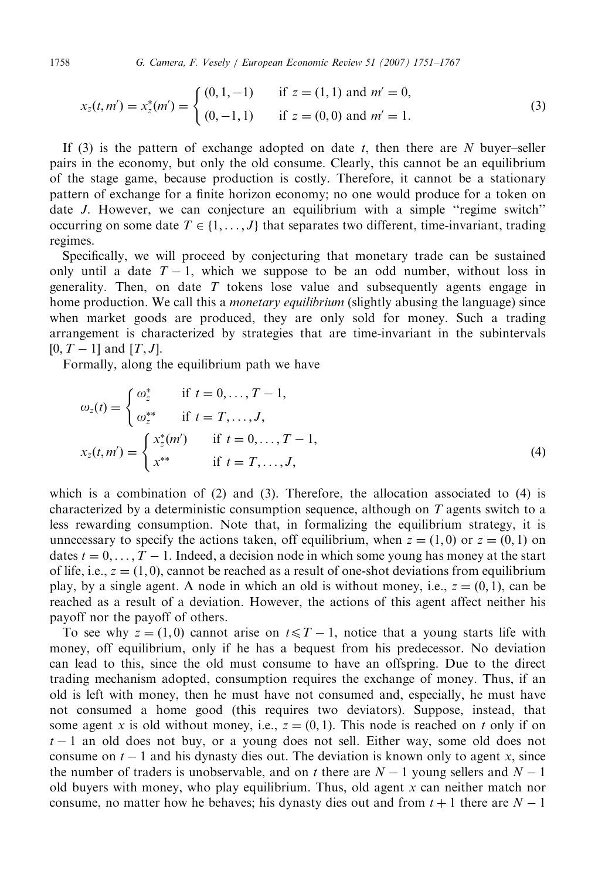$$x_z(t, m') = x_z^*(m') = \begin{cases} (0, 1, -1) & \text{if } z = (1, 1) \text{ and } m' = 0, \\ (0, -1, 1) & \text{if } z = (0, 0) \text{ and } m' = 1. \end{cases} \tag{3}$$

If (3) is the pattern of exchange adopted on date $t$, then there are $N$ buyer–seller pairs in the economy, but only the old consume. Clearly, this cannot be an equilibrium of the stage game, because production is costly. Therefore, it cannot be a stationary pattern of exchange for a finite horizon economy; no one would produce for a token on date $J$. However, we can conjecture an equilibrium with a simple "regime switch" occurring on some date $T \in \{1, \ldots, J\}$ that separates two different, time-invariant, trading regimes.

Specifically, we will proceed by conjecturing that monetary trade can be sustained only until a date $T-1$, which we suppose to be an odd number, without loss in generality. Then, on date $T$ tokens lose value and subsequently agents engage in home production. We call this a *monetary equilibrium* (slightly abusing the language) since when market goods are produced, they are only sold for money. Such a trading arrangement is characterized by strategies that are time-invariant in the subintervals $[0, T-1]$ and $[T, J]$.

Formally, along the equilibrium path we have

$$\omega_z(t) = \begin{cases} \omega_z^* & \text{if } t = 0, \ldots, T-1, \\ \omega_z^{**} & \text{if } t = T, \ldots, J, \end{cases}$$
$$x_z(t, m') = \begin{cases} x_z^*(m') & \text{if } t = 0, \ldots, T-1, \\ x^{**} & \text{if } t = T, \ldots, J, \end{cases} \tag{4}$$

which is a combination of (2) and (3). Therefore, the allocation associated to (4) is characterized by a deterministic consumption sequence, although on $T$ agents switch to a less rewarding consumption. Note that, in formalizing the equilibrium strategy, it is unnecessary to specify the actions taken, off equilibrium, when $z = (1, 0)$ or $z = (0, 1)$ on dates $t = 0, \ldots, T-1$. Indeed, a decision node in which some young has money at the start of life, i.e., $z = (1, 0)$, cannot be reached as a result of one-shot deviations from equilibrium play, by a single agent. A node in which an old is without money, i.e., $z = (0, 1)$, can be reached as a result of a deviation. However, the actions of this agent affect neither his payoff nor the payoff of others.

To see why $z = (1, 0)$ cannot arise on $t \leq T-1$, notice that a young starts life with money, off equilibrium, only if he has a bequest from his predecessor. No deviation can lead to this, since the old must consume to have an offspring. Due to the direct trading mechanism adopted, consumption requires the exchange of money. Thus, if an old is left with money, then he must have not consumed and, especially, he must have not consumed a home good (this requires two deviators). Suppose, instead, that some agent $x$ is old without money, i.e., $z = (0, 1)$. This node is reached on $t$ only if on $t-1$ an old does not buy, or a young does not sell. Either way, some old does not consume on $t-1$ and his dynasty dies out. The deviation is known only to agent $x$, since the number of traders is unobservable, and on $t$ there are $N-1$ young sellers and $N-1$ old buyers with money, who play equilibrium. Thus, old agent $x$ can neither match nor consume, no matter how he behaves; his dynasty dies out and from $t+1$ there are $N-1$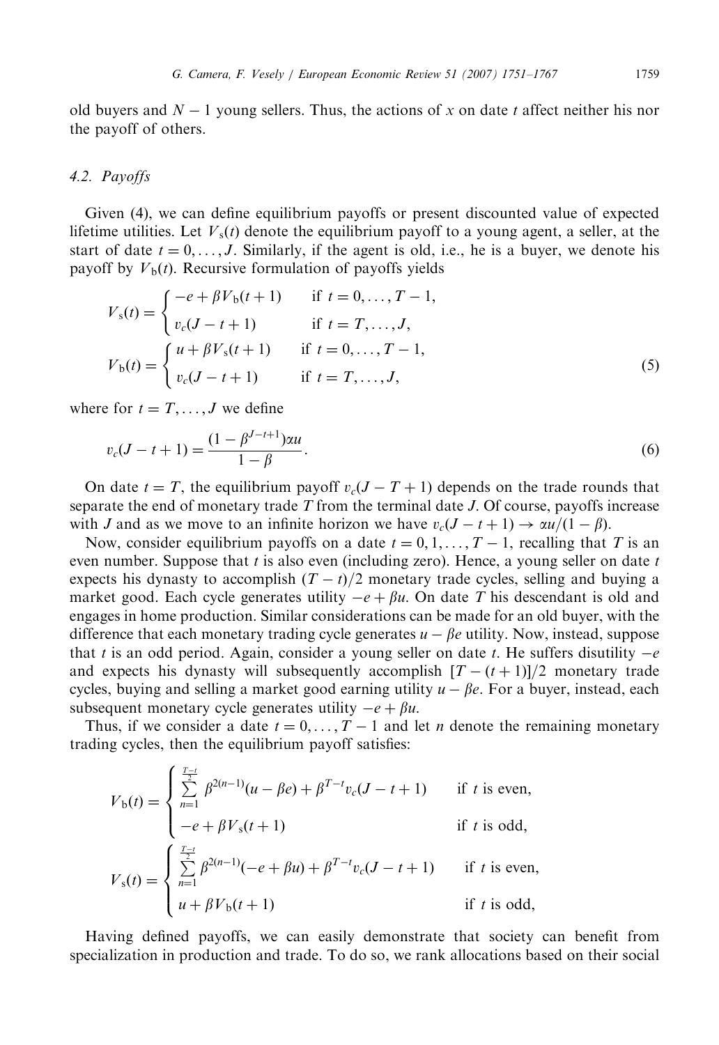old buyers and $N-1$ young sellers. Thus, the actions of $x$ on date $t$ affect neither his nor the payoff of others.

### 4.2. Payoffs

Given (4), we can define equilibrium payoffs or present discounted value of expected lifetime utilities. Let $V_s(t)$ denote the equilibrium payoff to a young agent, a seller, at the start of date $t = 0, \ldots, J$. Similarly, if the agent is old, i.e., he is a buyer, we denote his payoff by $V_b(t)$. Recursive formulation of payoffs yields

$$V_s(t) = \begin{cases} -e + \beta V_b(t+1) & \text{if } t = 0, \ldots, T-1, \\ v_c(J-t+1) & \text{if } t = T, \ldots, J, \end{cases}$$
$$V_b(t) = \begin{cases} u + \beta V_s(t+1) & \text{if } t = 0, \ldots, T-1, \\ v_c(J-t+1) & \text{if } t = T, \ldots, J, \end{cases} \tag{5}$$

where for $t = T, \ldots, J$ we define

$$v_c(J-t+1) = \frac{(1-\beta^{J-t+1})\alpha u}{1-\beta}. \tag{6}$$

On date $t = T$, the equilibrium payoff $v_c(J-T+1)$ depends on the trade rounds that separate the end of monetary trade $T$ from the terminal date $J$. Of course, payoffs increase with $J$ and as we move to an infinite horizon we have $v_c(J-t+1) \to \alpha u/(1-\beta)$.

Now, consider equilibrium payoffs on a date $t = 0, 1, \ldots, T-1$, recalling that $T$ is an even number. Suppose that $t$ is also even (including zero). Hence, a young seller on date $t$ expects his dynasty to accomplish $(T-t)/2$ monetary trade cycles, selling and buying a market good. Each cycle generates utility $-e + \beta u$. On date $T$ his descendant is old and engages in home production. Similar considerations can be made for an old buyer, with the difference that each monetary trading cycle generates $u - \beta e$ utility. Now, instead, suppose that $t$ is an odd period. Again, consider a young seller on date $t$. He suffers disutility $-e$ and expects his dynasty will subsequently accomplish $[T-(t+1)]/2$ monetary trade cycles, buying and selling a market good earning utility $u - \beta e$. For a buyer, instead, each subsequent monetary cycle generates utility $-e + \beta u$.

Thus, if we consider a date $t = 0, \ldots, T-1$ and let $n$ denote the remaining monetary trading cycles, then the equilibrium payoff satisfies:

$$V_b(t) = \begin{cases} \sum_{n=1}^{\frac{T-t}{2}} \beta^{2(n-1)}(u - \beta e) + \beta^{T-t} v_c(J-t+1) & \text{if } t \text{ is even}, \\ -e + \beta V_s(t+1) & \text{if } t \text{ is odd}, \end{cases}$$
$$V_s(t) = \begin{cases} \sum_{n=1}^{\frac{T-t}{2}} \beta^{2(n-1)}(-e + \beta u) + \beta^{T-t} v_c(J-t+1) & \text{if } t \text{ is even}, \\ u + \beta V_b(t+1) & \text{if } t \text{ is odd}, \end{cases}$$

Having defined payoffs, we can easily demonstrate that society can benefit from specialization in production and trade. To do so, we rank allocations based on their social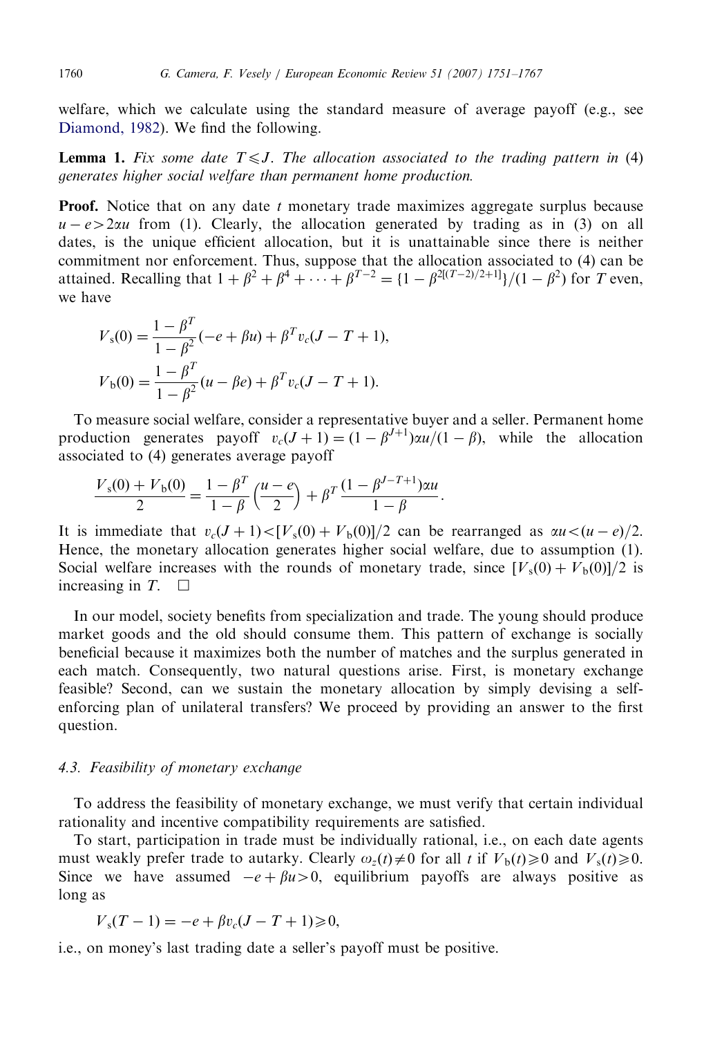welfare, which we calculate using the standard measure of average payoff (e.g., see Diamond, 1982). We find the following.

**Lemma 1.** *Fix some date $T \leqslant J$. The allocation associated to the trading pattern in (4) generates higher social welfare than permanent home production.*

**Proof.** Notice that on any date $t$ monetary trade maximizes aggregate surplus because $u - e > 2\alpha u$ from (1). Clearly, the allocation generated by trading as in (3) on all dates, is the unique efficient allocation, but it is unattainable since there is neither commitment nor enforcement. Thus, suppose that the allocation associated to (4) can be attained. Recalling that $1 + \beta^2 + \beta^4 + \cdots + \beta^{T-2} = \{1 - \beta^{2[(T-2)/2+1]}\}/(1 - \beta^2)$ for $T$ even, we have

$$V_s(0) = \frac{1 - \beta^T}{1 - \beta^2}(-e + \beta u) + \beta^T v_c(J - T + 1),$$

$$V_b(0) = \frac{1 - \beta^T}{1 - \beta^2}(u - \beta e) + \beta^T v_c(J - T + 1).$$

To measure social welfare, consider a representative buyer and a seller. Permanent home production generates payoff $v_c(J + 1) = (1 - \beta^{J+1})\alpha u/(1 - \beta)$, while the allocation associated to (4) generates average payoff

$$\frac{V_s(0) + V_b(0)}{2} = \frac{1 - \beta^T}{1 - \beta}\left(\frac{u - e}{2}\right) + \beta^T \frac{(1 - \beta^{J-T+1})\alpha u}{1 - \beta}.$$

It is immediate that $v_c(J + 1) < [V_s(0) + V_b(0)]/2$ can be rearranged as $\alpha u < (u - e)/2$. Hence, the monetary allocation generates higher social welfare, due to assumption (1). Social welfare increases with the rounds of monetary trade, since $[V_s(0) + V_b(0)]/2$ is increasing in $T$. $\square$

In our model, society benefits from specialization and trade. The young should produce market goods and the old should consume them. This pattern of exchange is socially beneficial because it maximizes both the number of matches and the surplus generated in each match. Consequently, two natural questions arise. First, is monetary exchange feasible? Second, can we sustain the monetary allocation by simply devising a self-enforcing plan of unilateral transfers? We proceed by providing an answer to the first question.

### 4.3. Feasibility of monetary exchange

To address the feasibility of monetary exchange, we must verify that certain individual rationality and incentive compatibility requirements are satisfied.

To start, participation in trade must be individually rational, i.e., on each date agents must weakly prefer trade to autarky. Clearly $\omega_z(t) \neq 0$ for all $t$ if $V_b(t) \geqslant 0$ and $V_s(t) \geqslant 0$. Since we have assumed $-e + \beta u > 0$, equilibrium payoffs are always positive as long as

$$V_s(T - 1) = -e + \beta v_c(J - T + 1) \geqslant 0,$$

i.e., on money's last trading date a seller's payoff must be positive.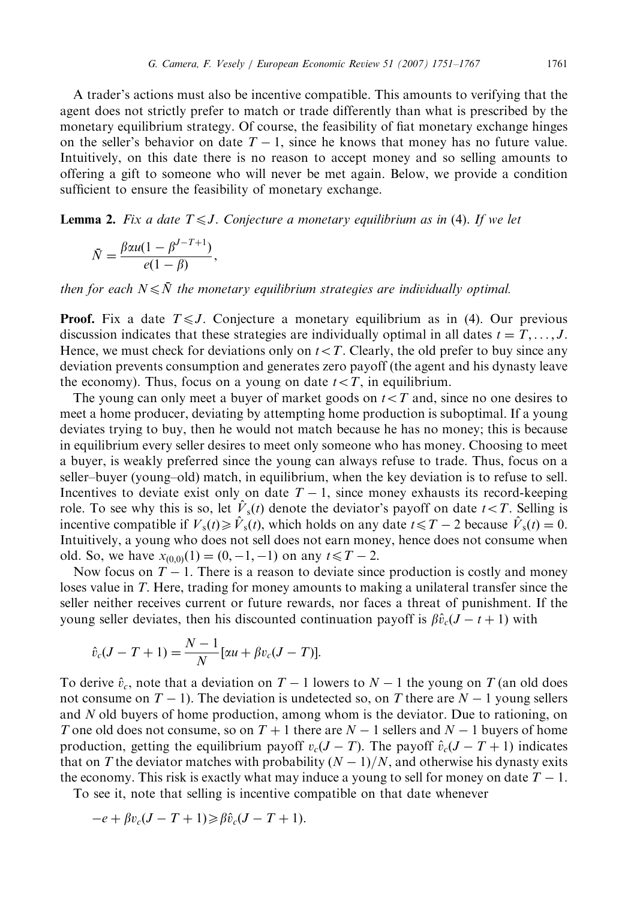A trader's actions must also be incentive compatible. This amounts to verifying that the agent does not strictly prefer to match or trade differently than what is prescribed by the monetary equilibrium strategy. Of course, the feasibility of fiat monetary exchange hinges on the seller's behavior on date $T-1$, since he knows that money has no future value. Intuitively, on this date there is no reason to accept money and so selling amounts to offering a gift to someone who will never be met again. Below, we provide a condition sufficient to ensure the feasibility of monetary exchange.

**Lemma 2.** *Fix a date $T \leqslant J$. Conjecture a monetary equilibrium as in (4). If we let*

$$\bar{N} = \frac{\beta \alpha u (1 - \beta^{J-T+1})}{e(1-\beta)},$$

*then for each $N \leqslant \bar{N}$ the monetary equilibrium strategies are individually optimal.*

**Proof.** Fix a date $T \leqslant J$. Conjecture a monetary equilibrium as in (4). Our previous discussion indicates that these strategies are individually optimal in all dates $t = T, \ldots, J$. Hence, we must check for deviations only on $t < T$. Clearly, the old prefer to buy since any deviation prevents consumption and generates zero payoff (the agent and his dynasty leave the economy). Thus, focus on a young on date $t < T$, in equilibrium.

The young can only meet a buyer of market goods on $t < T$ and, since no one desires to meet a home producer, deviating by attempting home production is suboptimal. If a young deviates trying to buy, then he would not match because he has no money; this is because in equilibrium every seller desires to meet only someone who has money. Choosing to meet a buyer, is weakly preferred since the young can always refuse to trade. Thus, focus on a seller–buyer (young–old) match, in equilibrium, when the key deviation is to refuse to sell. Incentives to deviate exist only on date $T-1$, since money exhausts its record-keeping role. To see why this is so, let $\hat{V}_s(t)$ denote the deviator's payoff on date $t < T$. Selling is incentive compatible if $V_s(t) \geqslant \hat{V}_s(t)$, which holds on any date $t \leqslant T-2$ because $\hat{V}_s(t) = 0$. Intuitively, a young who does not sell does not earn money, hence does not consume when old. So, we have $x_{(0,0)}(1) = (0, -1, -1)$ on any $t \leqslant T-2$.

Now focus on $T-1$. There is a reason to deviate since production is costly and money loses value in $T$. Here, trading for money amounts to making a unilateral transfer since the seller neither receives current or future rewards, nor faces a threat of punishment. If the young seller deviates, then his discounted continuation payoff is $\beta \hat{v}_c(J-t+1)$ with

$$\hat{v}_c(J-T+1) = \frac{N-1}{N}[\alpha u + \beta v_c(J-T)].$$

To derive $\hat{v}_c$, note that a deviation on $T-1$ lowers to $N-1$ the young on $T$ (an old does not consume on $T-1$). The deviation is undetected so, on $T$ there are $N-1$ young sellers and $N$ old buyers of home production, among whom is the deviator. Due to rationing, on $T$ one old does not consume, so on $T+1$ there are $N-1$ sellers and $N-1$ buyers of home production, getting the equilibrium payoff $v_c(J-T)$. The payoff $\hat{v}_c(J-T+1)$ indicates that on $T$ the deviator matches with probability $(N-1)/N$, and otherwise his dynasty exits the economy. This risk is exactly what may induce a young to sell for money on date $T-1$.

To see it, note that selling is incentive compatible on that date whenever

$$-e + \beta v_c(J-T+1) \geqslant \beta \hat{v}_c(J-T+1).$$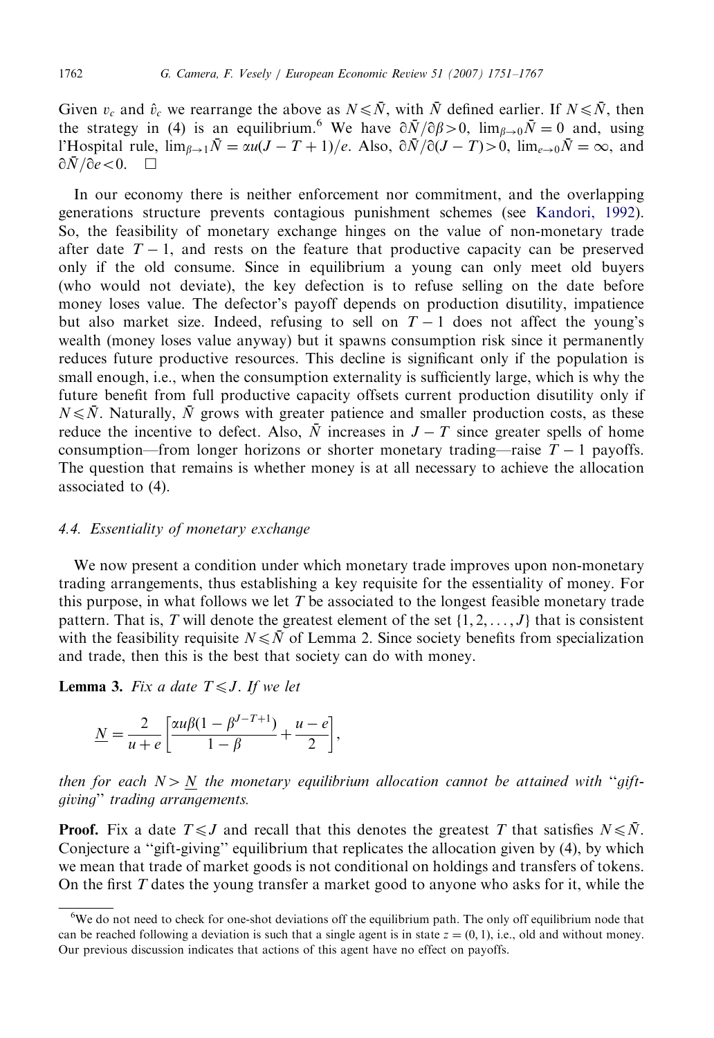Given $v_c$ and $\hat{v}_c$ we rearrange the above as $N \leqslant \bar{N}$, with $\bar{N}$ defined earlier. If $N \leqslant \bar{N}$, then the strategy in (4) is an equilibrium.[6] We have $\partial \bar{N}/\partial \beta > 0$, $\lim_{\beta \to 0} \bar{N} = 0$ and, using l'Hospital rule, $\lim_{\beta \to 1} \bar{N} = \alpha u (J - T + 1)/e$. Also, $\partial \bar{N}/\partial (J - T) > 0$, $\lim_{e \to 0} \bar{N} = \infty$, and $\partial \bar{N}/\partial e < 0$. $\square$

In our economy there is neither enforcement nor commitment, and the overlapping generations structure prevents contagious punishment schemes (see Kandori, 1992). So, the feasibility of monetary exchange hinges on the value of non-monetary trade after date $T - 1$, and rests on the feature that productive capacity can be preserved only if the old consume. Since in equilibrium a young can only meet old buyers (who would not deviate), the key defection is to refuse selling on the date before money loses value. The defector's payoff depends on production disutility, impatience but also market size. Indeed, refusing to sell on $T - 1$ does not affect the young's wealth (money loses value anyway) but it spawns consumption risk since it permanently reduces future productive resources. This decline is significant only if the population is small enough, i.e., when the consumption externality is sufficiently large, which is why the future benefit from full productive capacity offsets current production disutility only if $N \leqslant \bar{N}$. Naturally, $\bar{N}$ grows with greater patience and smaller production costs, as these reduce the incentive to defect. Also, $\bar{N}$ increases in $J - T$ since greater spells of home consumption—from longer horizons or shorter monetary trading—raise $T - 1$ payoffs. The question that remains is whether money is at all necessary to achieve the allocation associated to (4).

### 4.4. Essentiality of monetary exchange

We now present a condition under which monetary trade improves upon non-monetary trading arrangements, thus establishing a key requisite for the essentiality of money. For this purpose, in what follows we let $T$ be associated to the longest feasible monetary trade pattern. That is, $T$ will denote the greatest element of the set $\{1, 2, \ldots, J\}$ that is consistent with the feasibility requisite $N \leqslant \bar{N}$ of Lemma 2. Since society benefits from specialization and trade, then this is the best that society can do with money.

**Lemma 3.** *Fix a date $T \leqslant J$. If we let*

$$\underline{N} = \frac{2}{u + e}\left[\frac{\alpha u \beta (1 - \beta^{J - T + 1})}{1 - \beta} + \frac{u - e}{2}\right],$$

*then for each $N > \underline{N}$ the monetary equilibrium allocation cannot be attained with "gift-giving" trading arrangements.*

**Proof.** Fix a date $T \leqslant J$ and recall that this denotes the greatest $T$ that satisfies $N \leqslant \bar{N}$. Conjecture a "gift-giving" equilibrium that replicates the allocation given by (4), by which we mean that trade of market goods is not conditional on holdings and transfers of tokens. On the first $T$ dates the young transfer a market good to anyone who asks for it, while the

---

[6] We do not need to check for one-shot deviations off the equilibrium path. The only off equilibrium node that can be reached following a deviation is such that a single agent is in state $z = (0, 1)$, i.e., old and without money. Our previous discussion indicates that actions of this agent have no effect on payoffs.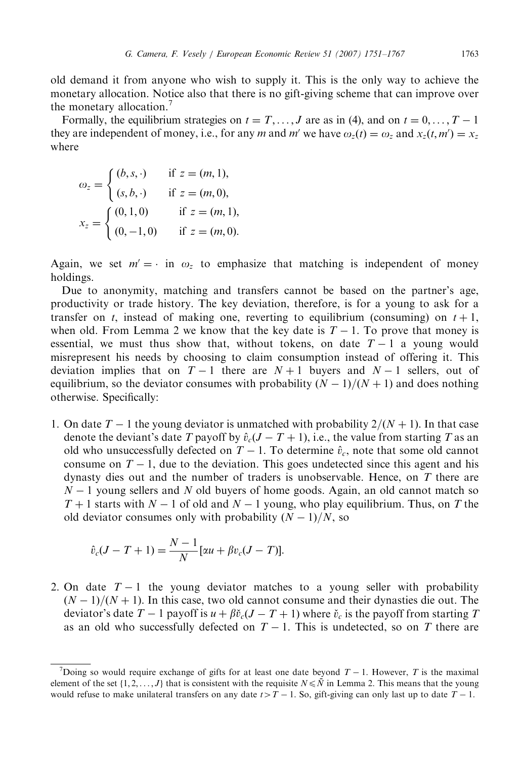old demand it from anyone who wish to supply it. This is the only way to achieve the monetary allocation. Notice also that there is no gift-giving scheme that can improve over the monetary allocation.[7]

Formally, the equilibrium strategies on $t = T, \ldots, J$ are as in (4), and on $t = 0, \ldots, T-1$ they are independent of money, i.e., for any $m$ and $m'$ we have $\omega_z(t) = \omega_z$ and $x_z(t, m') = x_z$ where

$$\omega_z = \begin{cases} (b, s, \cdot) & \text{if } z = (m, 1), \\ (s, b, \cdot) & \text{if } z = (m, 0), \end{cases}$$

$$x_z = \begin{cases} (0, 1, 0) & \text{if } z = (m, 1), \\ (0, -1, 0) & \text{if } z = (m, 0). \end{cases}$$

Again, we set $m' = \cdot$ in $\omega_z$ to emphasize that matching is independent of money holdings.

Due to anonymity, matching and transfers cannot be based on the partner's age, productivity or trade history. The key deviation, therefore, is for a young to ask for a transfer on $t$, instead of making one, reverting to equilibrium (consuming) on $t+1$, when old. From Lemma 2 we know that the key date is $T-1$. To prove that money is essential, we must thus show that, without tokens, on date $T-1$ a young would misrepresent his needs by choosing to claim consumption instead of offering it. This deviation implies that on $T-1$ there are $N+1$ buyers and $N-1$ sellers, out of equilibrium, so the deviator consumes with probability $(N-1)/(N+1)$ and does nothing otherwise. Specifically:

1. On date $T-1$ the young deviator is unmatched with probability $2/(N+1)$. In that case denote the deviant's date $T$ payoff by $\hat{v}_c(J-T+1)$, i.e., the value from starting $T$ as an old who unsuccessfully defected on $T-1$. To determine $\hat{v}_c$, note that some old cannot consume on $T-1$, due to the deviation. This goes undetected since this agent and his dynasty dies out and the number of traders is unobservable. Hence, on $T$ there are $N-1$ young sellers and $N$ old buyers of home goods. Again, an old cannot match so $T+1$ starts with $N-1$ of old and $N-1$ young, who play equilibrium. Thus, on $T$ the old deviator consumes only with probability $(N-1)/N$, so

$$\hat{v}_c(J-T+1) = \frac{N-1}{N}[\alpha u + \beta v_c(J-T)].$$

2. On date $T-1$ the young deviator matches to a young seller with probability $(N-1)/(N+1)$. In this case, two old cannot consume and their dynasties die out. The deviator's date $T-1$ payoff is $u + \beta \check{v}_c(J-T+1)$ where $\check{v}_c$ is the payoff from starting $T$ as an old who successfully defected on $T-1$. This is undetected, so on $T$ there are

[7] Doing so would require exchange of gifts for at least one date beyond $T-1$. However, $T$ is the maximal element of the set $\{1, 2, \ldots, J\}$ that is consistent with the requisite $N \leqslant \bar{N}$ in Lemma 2. This means that the young would refuse to make unilateral transfers on any date $t > T-1$. So, gift-giving can only last up to date $T-1$.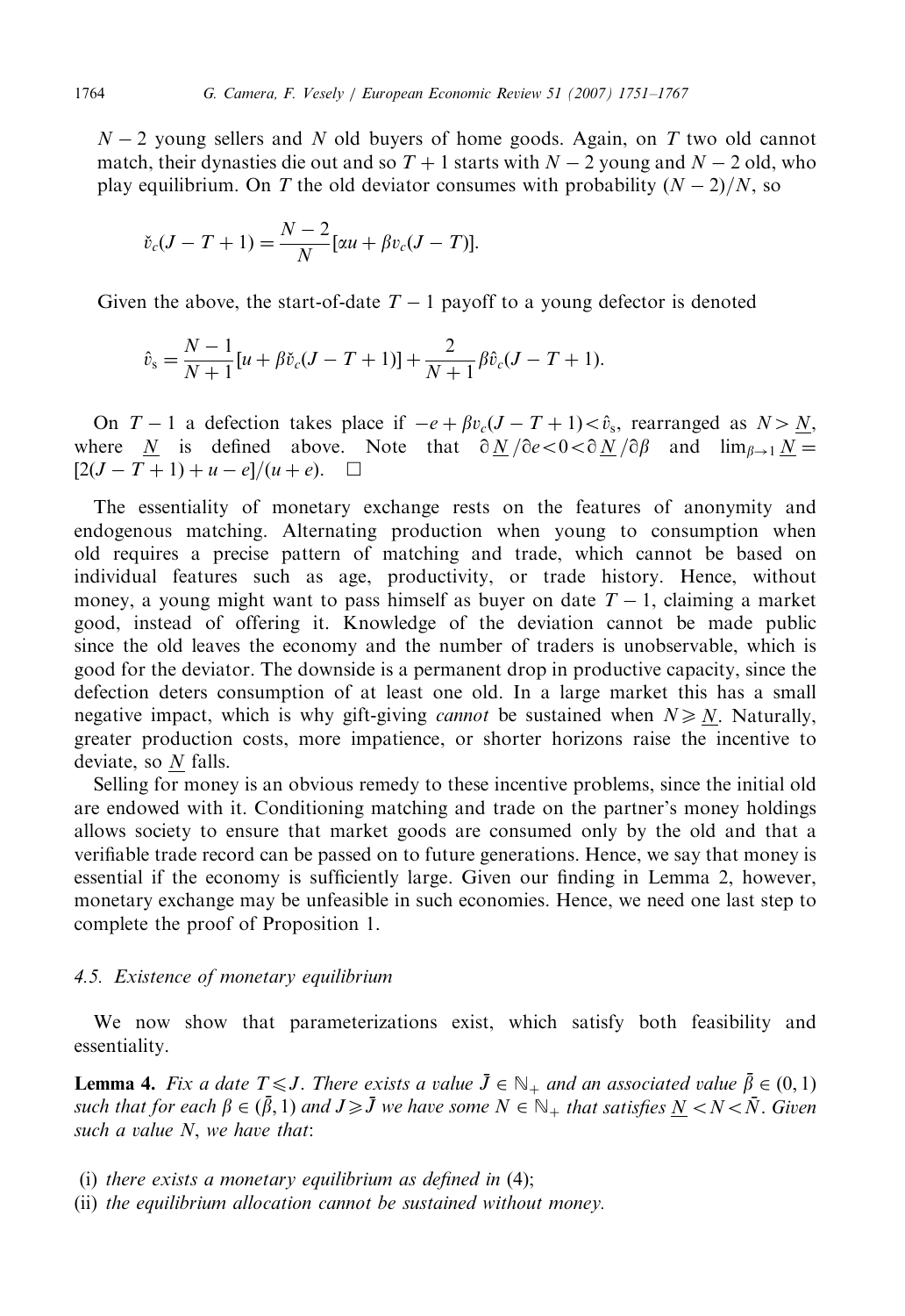$N-2$ young sellers and $N$ old buyers of home goods. Again, on $T$ two old cannot match, their dynasties die out and so $T+1$ starts with $N-2$ young and $N-2$ old, who play equilibrium. On $T$ the old deviator consumes with probability $(N-2)/N$, so

$$\check{v}_c(J-T+1) = \frac{N-2}{N}[\alpha u + \beta v_c(J-T)].$$

Given the above, the start-of-date $T-1$ payoff to a young defector is denoted

$$\hat{v}_s = \frac{N-1}{N+1}[u + \beta \check{v}_c(J-T+1)] + \frac{2}{N+1}\beta \hat{v}_c(J-T+1).$$

On $T-1$ a defection takes place if $-e + \beta v_c(J-T+1) < \hat{v}_s$, rearranged as $N > \underline{N}$, where $\underline{N}$ is defined above. Note that $\partial \underline{N}/\partial e < 0 < \partial \underline{N}/\partial \beta$ and $\lim_{\beta \to 1} \underline{N} = [2(J-T+1)+u-e]/(u+e)$. $\square$

The essentiality of monetary exchange rests on the features of anonymity and endogenous matching. Alternating production when young to consumption when old requires a precise pattern of matching and trade, which cannot be based on individual features such as age, productivity, or trade history. Hence, without money, a young might want to pass himself as buyer on date $T-1$, claiming a market good, instead of offering it. Knowledge of the deviation cannot be made public since the old leaves the economy and the number of traders is unobservable, which is good for the deviator. The downside is a permanent drop in productive capacity, since the defection deters consumption of at least one old. In a large market this has a small negative impact, which is why gift-giving *cannot* be sustained when $N \geqslant \underline{N}$. Naturally, greater production costs, more impatience, or shorter horizons raise the incentive to deviate, so $\underline{N}$ falls.

Selling for money is an obvious remedy to these incentive problems, since the initial old are endowed with it. Conditioning matching and trade on the partner's money holdings allows society to ensure that market goods are consumed only by the old and that a verifiable trade record can be passed on to future generations. Hence, we say that money is essential if the economy is sufficiently large. Given our finding in Lemma 2, however, monetary exchange may be unfeasible in such economies. Hence, we need one last step to complete the proof of Proposition 1.

### 4.5. Existence of monetary equilibrium

We now show that parameterizations exist, which satisfy both feasibility and essentiality.

**Lemma 4.** *Fix a date $T \leqslant J$. There exists a value $\bar{J} \in \mathbb{N}_+$ and an associated value $\bar{\beta} \in (0,1)$ such that for each $\beta \in (\bar{\beta}, 1)$ and $J \geqslant \bar{J}$ we have some $N \in \mathbb{N}_+$ that satisfies $\underline{N} < N < \bar{N}$. Given such a value $N$, we have that*:

(i) *there exists a monetary equilibrium as defined in (4);*
(ii) *the equilibrium allocation cannot be sustained without money.*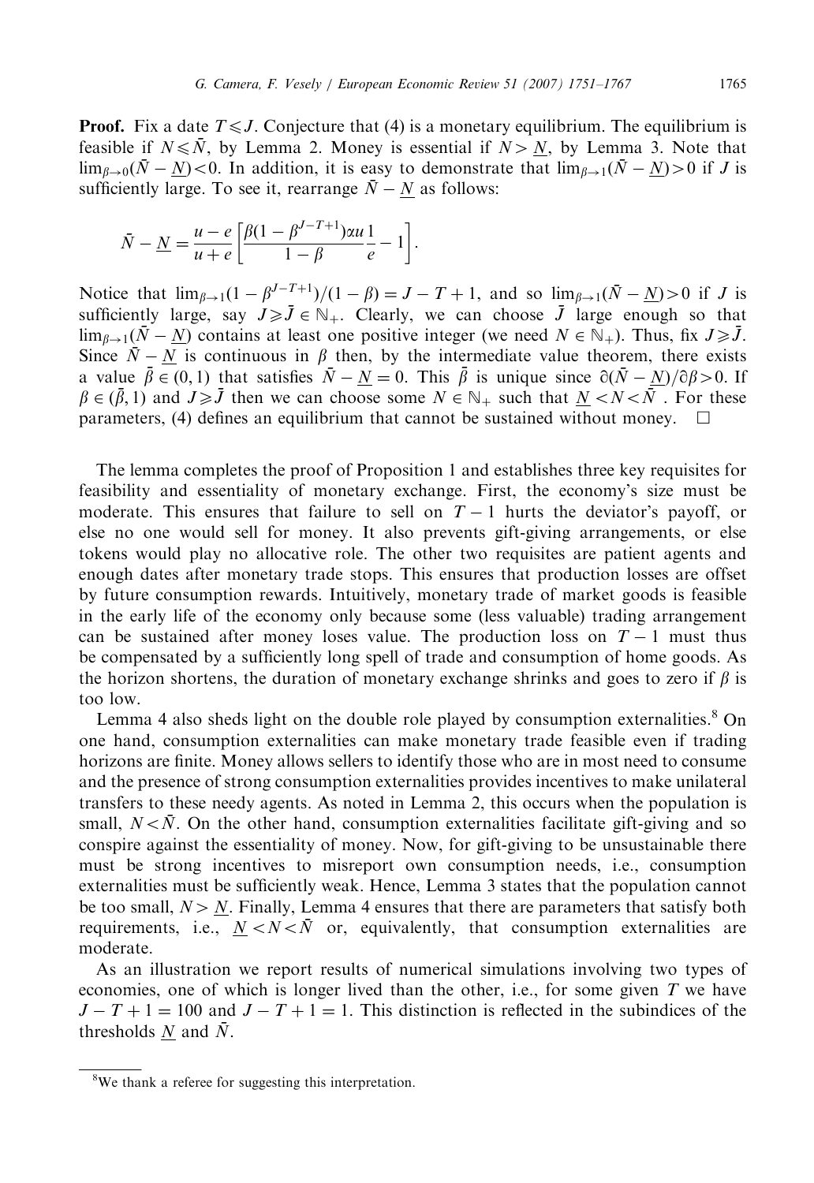**Proof.** Fix a date $T \leqslant J$. Conjecture that (4) is a monetary equilibrium. The equilibrium is feasible if $N \leqslant \bar{N}$, by Lemma 2. Money is essential if $N > \underline{N}$, by Lemma 3. Note that $\lim_{\beta \to 0}(\bar{N} - \underline{N}) < 0$. In addition, it is easy to demonstrate that $\lim_{\beta \to 1}(\bar{N} - \underline{N}) > 0$ if $J$ is sufficiently large. To see it, rearrange $\bar{N} - \underline{N}$ as follows:

$$\bar{N} - \underline{N} = \frac{u-e}{u+e}\left[\frac{\beta(1-\beta^{J-T+1})\alpha u}{1-\beta}\frac{1}{e} - 1\right].$$

Notice that $\lim_{\beta \to 1}(1-\beta^{J-T+1})/(1-\beta) = J - T + 1$, and so $\lim_{\beta \to 1}(\bar{N} - \underline{N}) > 0$ if $J$ is sufficiently large, say $J \geqslant \bar{J} \in \mathbb{N}_+$. Clearly, we can choose $\bar{J}$ large enough so that $\lim_{\beta \to 1}(\bar{N} - \underline{N})$ contains at least one positive integer (we need $N \in \mathbb{N}_+$). Thus, fix $J \geqslant \bar{J}$. Since $\bar{N} - \underline{N}$ is continuous in $\beta$ then, by the intermediate value theorem, there exists a value $\bar{\beta} \in (0, 1)$ that satisfies $\bar{N} - \underline{N} = 0$. This $\bar{\beta}$ is unique since $\partial(\bar{N} - \underline{N})/\partial\beta > 0$. If $\beta \in (\bar{\beta}, 1)$ and $J \geqslant \bar{J}$ then we can choose some $N \in \mathbb{N}_+$ such that $\underline{N} < N < \bar{N}$ . For these parameters, (4) defines an equilibrium that cannot be sustained without money. $\square$

The lemma completes the proof of Proposition 1 and establishes three key requisites for feasibility and essentiality of monetary exchange. First, the economy's size must be moderate. This ensures that failure to sell on $T-1$ hurts the deviator's payoff, or else no one would sell for money. It also prevents gift-giving arrangements, or else tokens would play no allocative role. The other two requisites are patient agents and enough dates after monetary trade stops. This ensures that production losses are offset by future consumption rewards. Intuitively, monetary trade of market goods is feasible in the early life of the economy only because some (less valuable) trading arrangement can be sustained after money loses value. The production loss on $T-1$ must thus be compensated by a sufficiently long spell of trade and consumption of home goods. As the horizon shortens, the duration of monetary exchange shrinks and goes to zero if $\beta$ is too low.

Lemma 4 also sheds light on the double role played by consumption externalities.[8] On one hand, consumption externalities can make monetary trade feasible even if trading horizons are finite. Money allows sellers to identify those who are in most need to consume and the presence of strong consumption externalities provides incentives to make unilateral transfers to these needy agents. As noted in Lemma 2, this occurs when the population is small, $N < \bar{N}$. On the other hand, consumption externalities facilitate gift-giving and so conspire against the essentiality of money. Now, for gift-giving to be unsustainable there must be strong incentives to misreport own consumption needs, i.e., consumption externalities must be sufficiently weak. Hence, Lemma 3 states that the population cannot be too small, $N > \underline{N}$. Finally, Lemma 4 ensures that there are parameters that satisfy both requirements, i.e., $\underline{N} < N < \bar{N}$ or, equivalently, that consumption externalities are moderate.

As an illustration we report results of numerical simulations involving two types of economies, one of which is longer lived than the other, i.e., for some given $T$ we have $J - T + 1 = 100$ and $J - T + 1 = 1$. This distinction is reflected in the subindices of the thresholds $\underline{N}$ and $\bar{N}$.

[8] We thank a referee for suggesting this interpretation.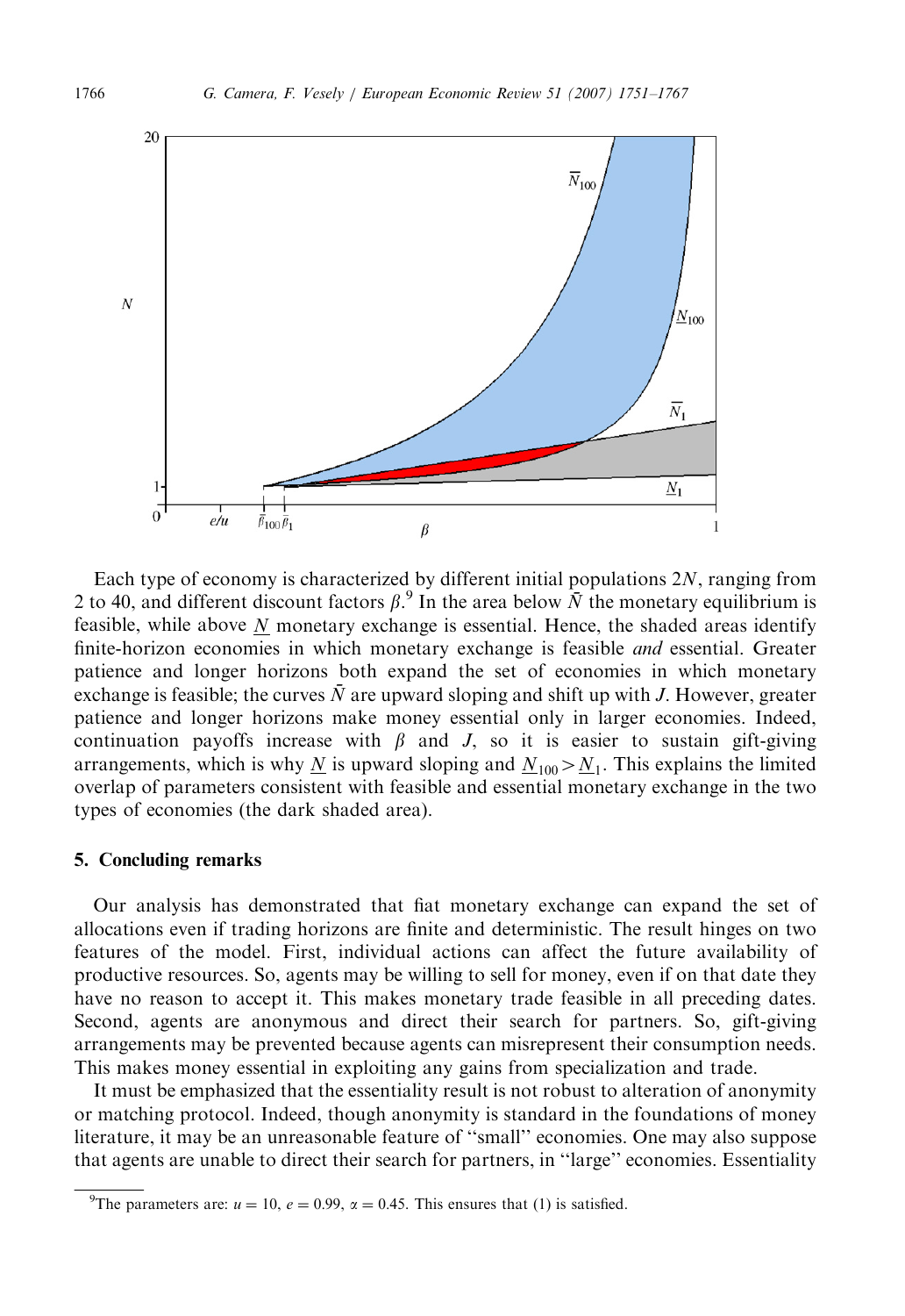Each type of economy is characterized by different initial populations $2N$, ranging from 2 to 40, and different discount factors $\beta$.[9] In the area below $\bar{N}$ the monetary equilibrium is feasible, while above $\underline{N}$ monetary exchange is essential. Hence, the shaded areas identify finite-horizon economies in which monetary exchange is feasible *and* essential. Greater patience and longer horizons both expand the set of economies in which monetary exchange is feasible; the curves $\bar{N}$ are upward sloping and shift up with $J$. However, greater patience and longer horizons make money essential only in larger economies. Indeed, continuation payoffs increase with $\beta$ and $J$, so it is easier to sustain gift-giving arrangements, which is why $\underline{N}$ is upward sloping and $\underline{N}_{100} > \underline{N}_1$. This explains the limited overlap of parameters consistent with feasible and essential monetary exchange in the two types of economies (the dark shaded area).

## 5. Concluding remarks

Our analysis has demonstrated that fiat monetary exchange can expand the set of allocations even if trading horizons are finite and deterministic. The result hinges on two features of the model. First, individual actions can affect the future availability of productive resources. So, agents may be willing to sell for money, even if on that date they have no reason to accept it. This makes monetary trade feasible in all preceding dates. Second, agents are anonymous and direct their search for partners. So, gift-giving arrangements may be prevented because agents can misrepresent their consumption needs. This makes money essential in exploiting any gains from specialization and trade.

It must be emphasized that the essentiality result is not robust to alteration of anonymity or matching protocol. Indeed, though anonymity is standard in the foundations of money literature, it may be an unreasonable feature of "small" economies. One may also suppose that agents are unable to direct their search for partners, in "large" economies. Essentiality

[9] The parameters are: $u = 10$, $e = 0.99$, $\alpha = 0.45$. This ensures that (1) is satisfied.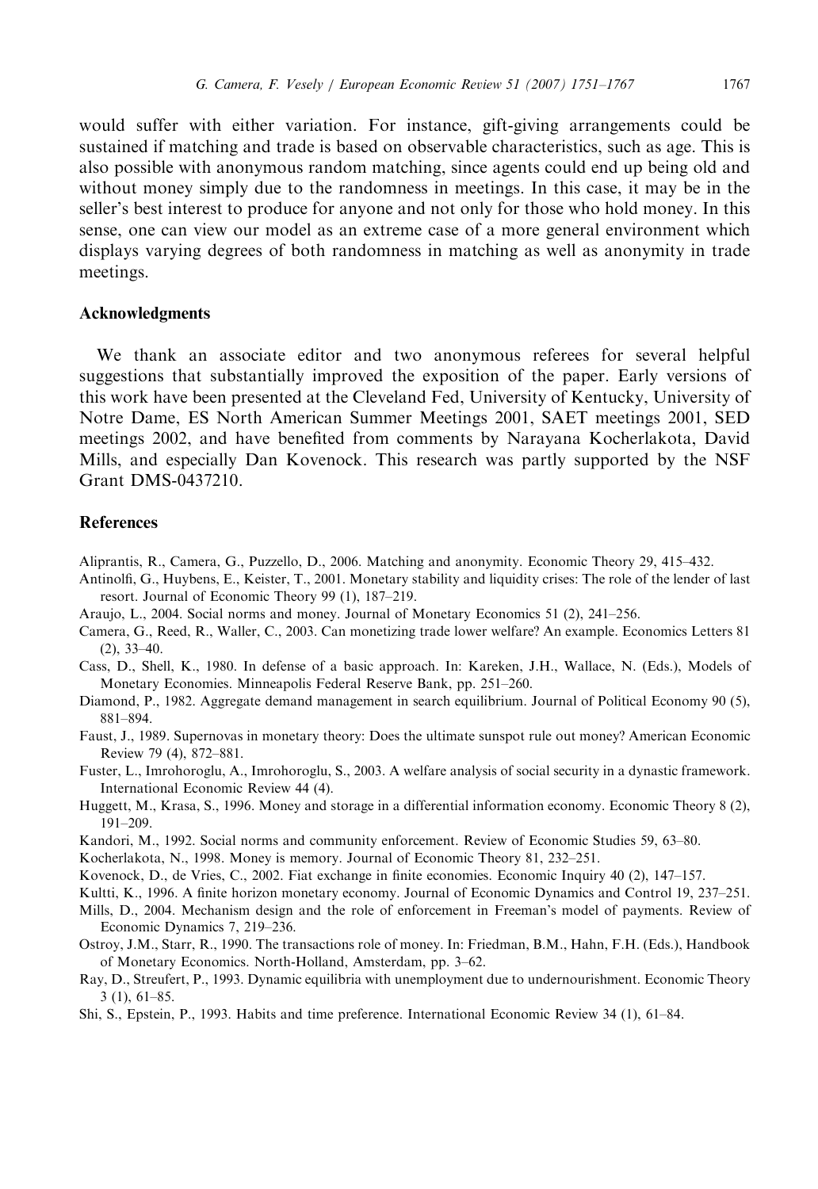would suffer with either variation. For instance, gift-giving arrangements could be sustained if matching and trade is based on observable characteristics, such as age. This is also possible with anonymous random matching, since agents could end up being old and without money simply due to the randomness in meetings. In this case, it may be in the seller's best interest to produce for anyone and not only for those who hold money. In this sense, one can view our model as an extreme case of a more general environment which displays varying degrees of both randomness in matching as well as anonymity in trade meetings.

## Acknowledgments

We thank an associate editor and two anonymous referees for several helpful suggestions that substantially improved the exposition of the paper. Early versions of this work have been presented at the Cleveland Fed, University of Kentucky, University of Notre Dame, ES North American Summer Meetings 2001, SAET meetings 2001, SED meetings 2002, and have benefited from comments by Narayana Kocherlakota, David Mills, and especially Dan Kovenock. This research was partly supported by the NSF Grant DMS-0437210.

## References

Aliprantis, R., Camera, G., Puzzello, D., 2006. Matching and anonymity. Economic Theory 29, 415–432.

Antinolfi, G., Huybens, E., Keister, T., 2001. Monetary stability and liquidity crises: The role of the lender of last resort. Journal of Economic Theory 99 (1), 187–219.

Araujo, L., 2004. Social norms and money. Journal of Monetary Economics 51 (2), 241–256.

Camera, G., Reed, R., Waller, C., 2003. Can monetizing trade lower welfare? An example. Economics Letters 81 (2), 33–40.

Cass, D., Shell, K., 1980. In defense of a basic approach. In: Kareken, J.H., Wallace, N. (Eds.), Models of Monetary Economies. Minneapolis Federal Reserve Bank, pp. 251–260.

Diamond, P., 1982. Aggregate demand management in search equilibrium. Journal of Political Economy 90 (5), 881–894.

Faust, J., 1989. Supernovas in monetary theory: Does the ultimate sunspot rule out money? American Economic Review 79 (4), 872–881.

Fuster, L., Imrohoroglu, A., Imrohoroglu, S., 2003. A welfare analysis of social security in a dynastic framework. International Economic Review 44 (4).

Huggett, M., Krasa, S., 1996. Money and storage in a differential information economy. Economic Theory 8 (2), 191–209.

Kandori, M., 1992. Social norms and community enforcement. Review of Economic Studies 59, 63–80.

Kocherlakota, N., 1998. Money is memory. Journal of Economic Theory 81, 232–251.

Kovenock, D., de Vries, C., 2002. Fiat exchange in finite economies. Economic Inquiry 40 (2), 147–157.

Kultti, K., 1996. A finite horizon monetary economy. Journal of Economic Dynamics and Control 19, 237–251.

Mills, D., 2004. Mechanism design and the role of enforcement in Freeman's model of payments. Review of Economic Dynamics 7, 219–236.

Ostroy, J.M., Starr, R., 1990. The transactions role of money. In: Friedman, B.M., Hahn, F.H. (Eds.), Handbook of Monetary Economics. North-Holland, Amsterdam, pp. 3–62.

Ray, D., Streufert, P., 1993. Dynamic equilibria with unemployment due to undernourishment. Economic Theory 3 (1), 61–85.

Shi, S., Epstein, P., 1993. Habits and time preference. International Economic Review 34 (1), 61–84.